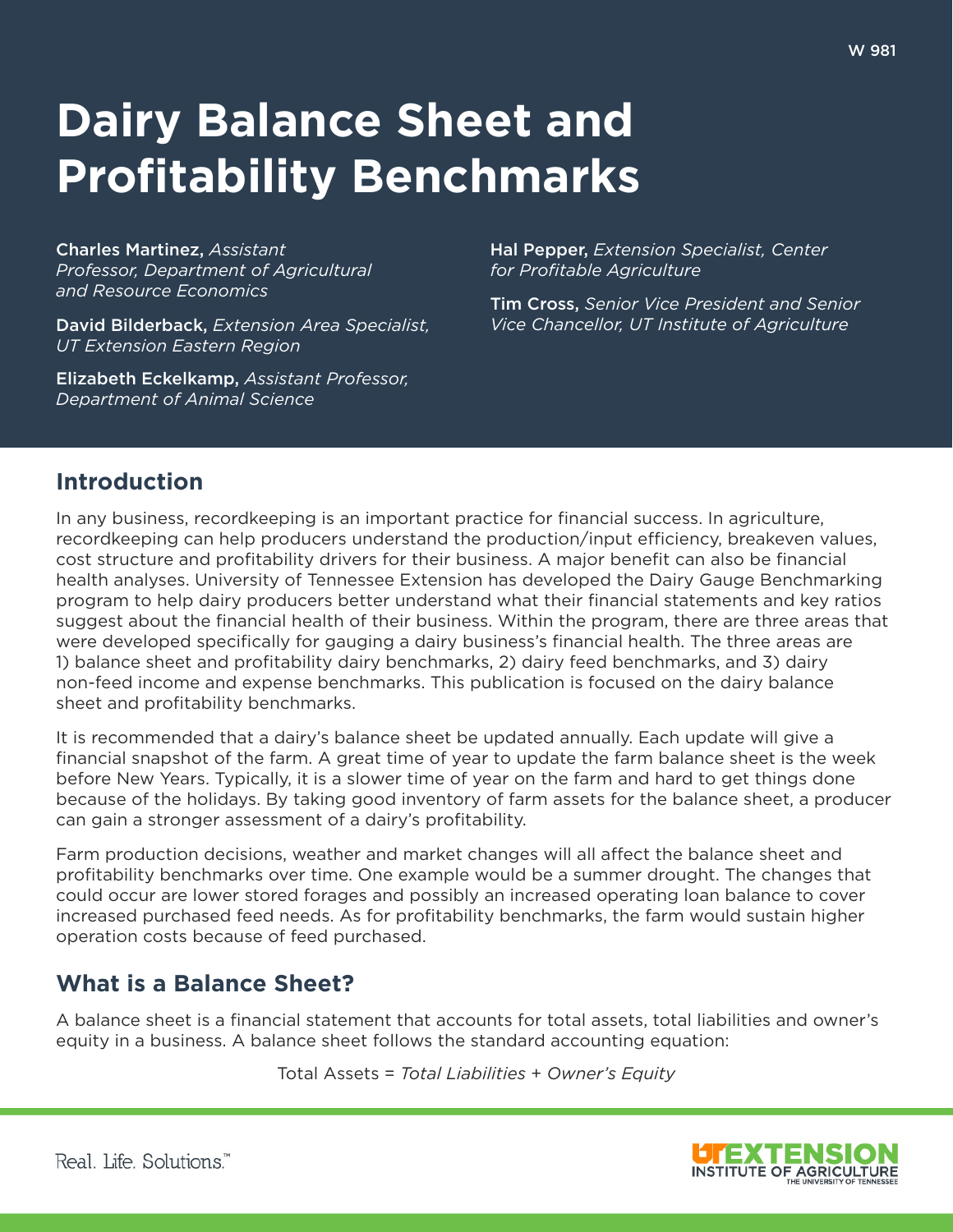W 981

# Dairy Balance Sheet and Profitability Benchmarks

**Charles Martinez,** *Assistant Professor, Department of Agricultural and Resource Economics*

**David Bilderback,** *Extension Area Specialist, UT Extension Eastern Region*

**Elizabeth Eckelkamp,** *Assistant Professor, Department of Animal Science*

**Hal Pepper,** *Extension Specialist, Center for Profitable Agriculture*

**Tim Cross,** *Senior Vice President and Senior Vice Chancellor, UT Institute of Agriculture*

## Introduction

In any business, recordkeeping is an important practice for financial success. In agriculture, recordkeeping can help producers understand the production/input efficiency, breakeven values, cost structure and profitability drivers for their business. A major benefit can also be financial health analyses. University of Tennessee Extension has developed the Dairy Gauge Benchmarking program to help dairy producers better understand what their financial statements and key ratios suggest about the financial health of their business. Within the program, there are three areas that were developed specifically for gauging a dairy business's financial health. The three areas are 1) balance sheet and profitability dairy benchmarks, 2) dairy feed benchmarks, and 3) dairy non-feed income and expense benchmarks. This publication is focused on the dairy balance sheet and profitability benchmarks.

It is recommended that a dairy's balance sheet be updated annually. Each update will give a financial snapshot of the farm. A great time of year to update the farm balance sheet is the week before New Years. Typically, it is a slower time of year on the farm and hard to get things done because of the holidays. By taking good inventory of farm assets for the balance sheet, a producer can gain a stronger assessment of a dairy's profitability.

Farm production decisions, weather and market changes will all affect the balance sheet and profitability benchmarks over time. One example would be a summer drought. The changes that could occur are lower stored forages and possibly an increased operating loan balance to cover increased purchased feed needs. As for profitability benchmarks, the farm would sustain higher operation costs because of feed purchased.

## What is a Balance Sheet?

A balance sheet is a financial statement that accounts for total assets, total liabilities and owner's equity in a business. A balance sheet follows the standard accounting equation:

Total Assets = *Total Liabilities + Owner's Equity*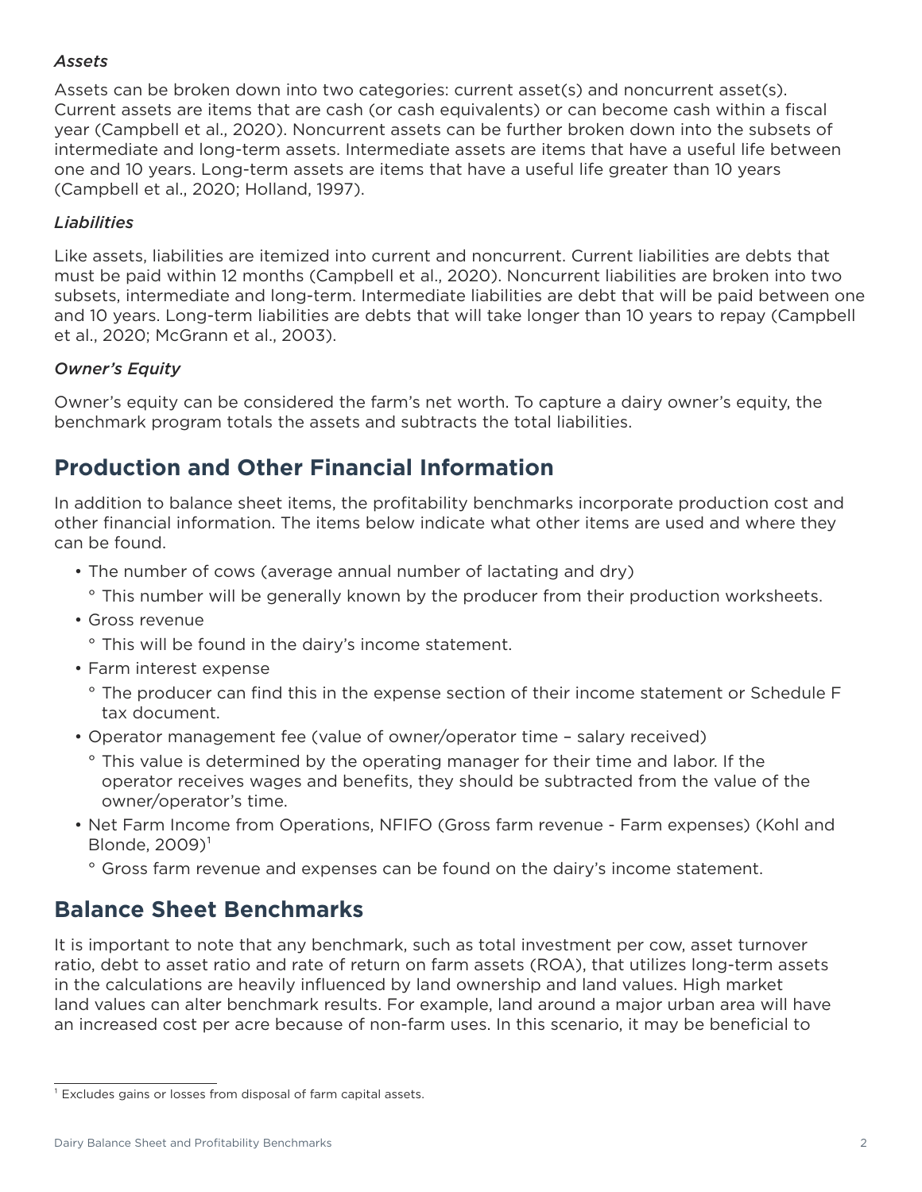### *Assets*

Assets can be broken down into two categories: current asset(s) and noncurrent asset(s). Current assets are items that are cash (or cash equivalents) or can become cash within a fiscal year (Campbell et al., 2020). Noncurrent assets can be further broken down into the subsets of intermediate and long-term assets. Intermediate assets are items that have a useful life between one and 10 years. Long-term assets are items that have a useful life greater than 10 years (Campbell et al., 2020; Holland, 1997).

### *Liabilities*

Like assets, liabilities are itemized into current and noncurrent. Current liabilities are debts that must be paid within 12 months (Campbell et al., 2020). Noncurrent liabilities are broken into two subsets, intermediate and long-term. Intermediate liabilities are debt that will be paid between one and 10 years. Long-term liabilities are debts that will take longer than 10 years to repay (Campbell et al., 2020; McGrann et al., 2003).

### *Owner's Equity*

Owner's equity can be considered the farm's net worth. To capture a dairy owner's equity, the benchmark program totals the assets and subtracts the total liabilities.

## Production and Other Financial Information

In addition to balance sheet items, the profitability benchmarks incorporate production cost and other financial information. The items below indicate what other items are used and where they can be found.

- The number of cows (average annual number of lactating and dry)
  - This number will be generally known by the producer from their production worksheets.
- Gross revenue
  - This will be found in the dairy's income statement.
- Farm interest expense
  - The producer can find this in the expense section of their income statement or Schedule F tax document.
- Operator management fee (value of owner/operator time – salary received)
  - This value is determined by the operating manager for their time and labor. If the operator receives wages and benefits, they should be subtracted from the value of the owner/operator's time.
- Net Farm Income from Operations, NFIFO (Gross farm revenue - Farm expenses) (Kohl and Blonde, 2009)[1]
  - Gross farm revenue and expenses can be found on the dairy's income statement.

## Balance Sheet Benchmarks

It is important to note that any benchmark, such as total investment per cow, asset turnover ratio, debt to asset ratio and rate of return on farm assets (ROA), that utilizes long-term assets in the calculations are heavily influenced by land ownership and land values. High market land values can alter benchmark results. For example, land around a major urban area will have an increased cost per acre because of non-farm uses. In this scenario, it may be beneficial to

---

[1] Excludes gains or losses from disposal of farm capital assets.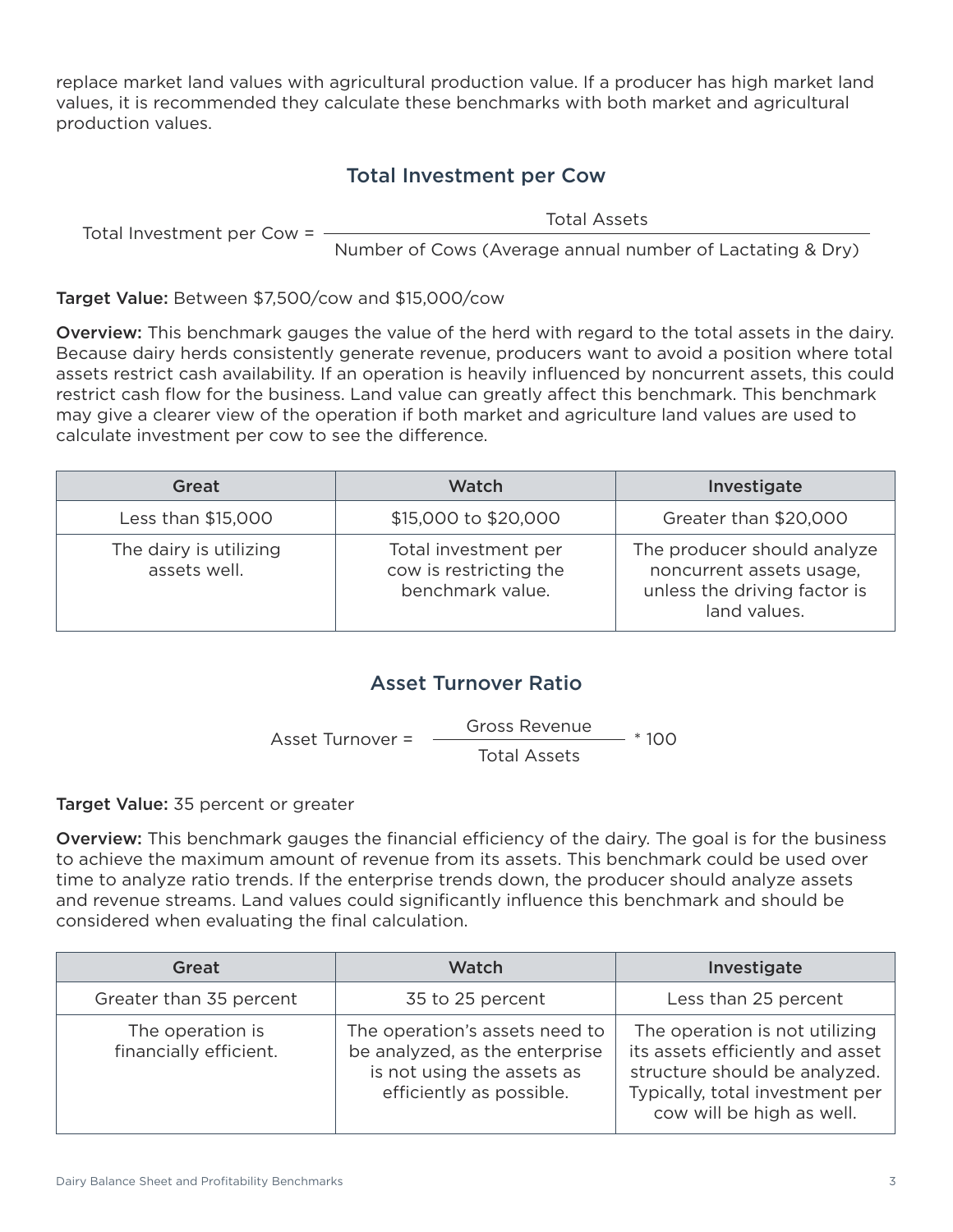replace market land values with agricultural production value. If a producer has high market land values, it is recommended they calculate these benchmarks with both market and agricultural production values.

## Total Investment per Cow

$$\text{Total Investment per Cow} = \frac{\text{Total Assets}}{\text{Number of Cows (Average annual number of Lactating \& Dry)}}$$

**Target Value:** Between $7,500/cow and $15,000/cow

**Overview:** This benchmark gauges the value of the herd with regard to the total assets in the dairy. Because dairy herds consistently generate revenue, producers want to avoid a position where total assets restrict cash availability. If an operation is heavily influenced by noncurrent assets, this could restrict cash flow for the business. Land value can greatly affect this benchmark. This benchmark may give a clearer view of the operation if both market and agriculture land values are used to calculate investment per cow to see the difference.

| Great | Watch | Investigate |
| --- | --- | --- |
| Less than $15,000 | $15,000 to $20,000 | Greater than $20,000 |
| The dairy is utilizing assets well. | Total investment per cow is restricting the benchmark value. | The producer should analyze noncurrent assets usage, unless the driving factor is land values. |

## Asset Turnover Ratio

$$\text{Asset Turnover} = \frac{\text{Gross Revenue}}{\text{Total Assets}} * 100$$

**Target Value:** 35 percent or greater

**Overview:** This benchmark gauges the financial efficiency of the dairy. The goal is for the business to achieve the maximum amount of revenue from its assets. This benchmark could be used over time to analyze ratio trends. If the enterprise trends down, the producer should analyze assets and revenue streams. Land values could significantly influence this benchmark and should be considered when evaluating the final calculation.

| Great | Watch | Investigate |
| --- | --- | --- |
| Greater than 35 percent | 35 to 25 percent | Less than 25 percent |
| The operation is financially efficient. | The operation's assets need to be analyzed, as the enterprise is not using the assets as efficiently as possible. | The operation is not utilizing its assets efficiently and asset structure should be analyzed. Typically, total investment per cow will be high as well. |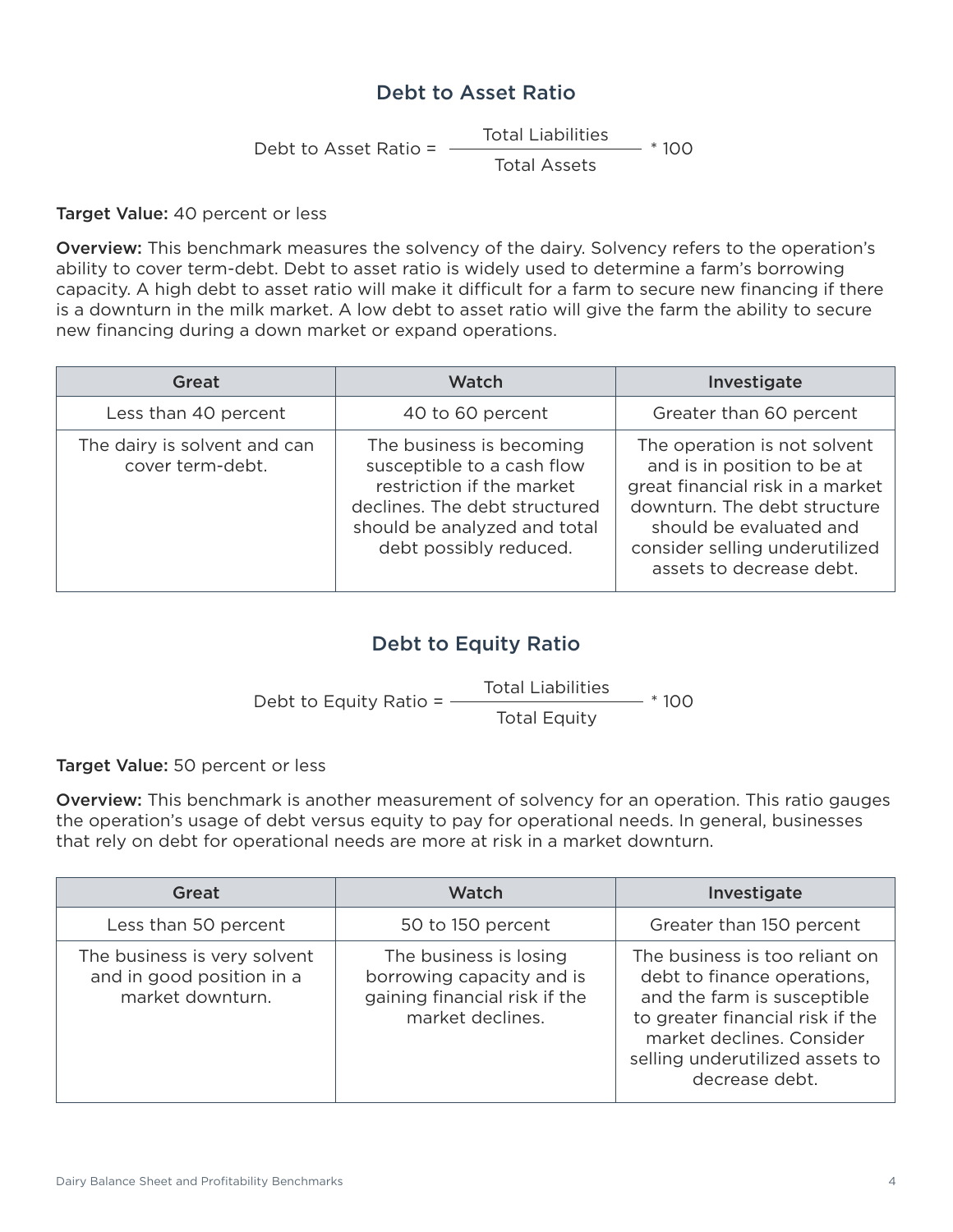## Debt to Asset Ratio

$$\text{Debt to Asset Ratio} = \frac{\text{Total Liabilities}}{\text{Total Assets}} * 100$$

**Target Value:** 40 percent or less

**Overview:** This benchmark measures the solvency of the dairy. Solvency refers to the operation's ability to cover term-debt. Debt to asset ratio is widely used to determine a farm's borrowing capacity. A high debt to asset ratio will make it difficult for a farm to secure new financing if there is a downturn in the milk market. A low debt to asset ratio will give the farm the ability to secure new financing during a down market or expand operations.

| Great | Watch | Investigate |
| --- | --- | --- |
| Less than 40 percent | 40 to 60 percent | Greater than 60 percent |
| The dairy is solvent and can cover term-debt. | The business is becoming susceptible to a cash flow restriction if the market declines. The debt structured should be analyzed and total debt possibly reduced. | The operation is not solvent and is in position to be at great financial risk in a market downturn. The debt structure should be evaluated and consider selling underutilized assets to decrease debt. |

## Debt to Equity Ratio

$$\text{Debt to Equity Ratio} = \frac{\text{Total Liabilities}}{\text{Total Equity}} * 100$$

**Target Value:** 50 percent or less

**Overview:** This benchmark is another measurement of solvency for an operation. This ratio gauges the operation's usage of debt versus equity to pay for operational needs. In general, businesses that rely on debt for operational needs are more at risk in a market downturn.

| Great | Watch | Investigate |
| --- | --- | --- |
| Less than 50 percent | 50 to 150 percent | Greater than 150 percent |
| The business is very solvent and in good position in a market downturn. | The business is losing borrowing capacity and is gaining financial risk if the market declines. | The business is too reliant on debt to finance operations, and the farm is susceptible to greater financial risk if the market declines. Consider selling underutilized assets to decrease debt. |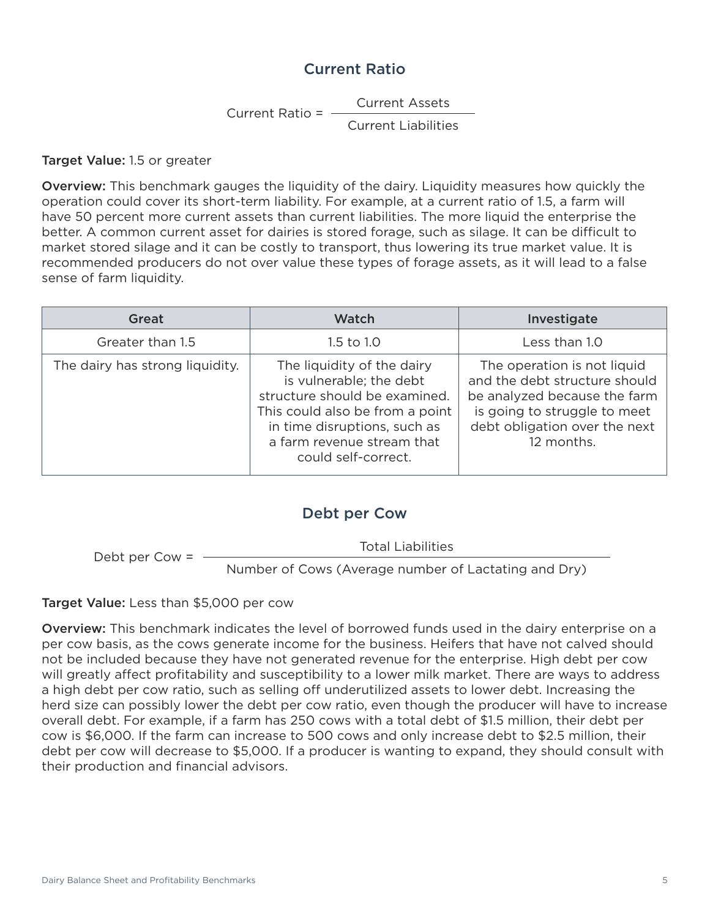## Current Ratio

$$\text{Current Ratio} = \frac{\text{Current Assets}}{\text{Current Liabilities}}$$

**Target Value:** 1.5 or greater

**Overview:** This benchmark gauges the liquidity of the dairy. Liquidity measures how quickly the operation could cover its short-term liability. For example, at a current ratio of 1.5, a farm will have 50 percent more current assets than current liabilities. The more liquid the enterprise the better. A common current asset for dairies is stored forage, such as silage. It can be difficult to market stored silage and it can be costly to transport, thus lowering its true market value. It is recommended producers do not over value these types of forage assets, as it will lead to a false sense of farm liquidity.

| Great | Watch | Investigate |
| --- | --- | --- |
| Greater than 1.5 | 1.5 to 1.0 | Less than 1.0 |
| The dairy has strong liquidity. | The liquidity of the dairy is vulnerable; the debt structure should be examined. This could also be from a point in time disruptions, such as a farm revenue stream that could self-correct. | The operation is not liquid and the debt structure should be analyzed because the farm is going to struggle to meet debt obligation over the next 12 months. |

## Debt per Cow

$$\text{Debt per Cow} = \frac{\text{Total Liabilities}}{\text{Number of Cows (Average number of Lactating and Dry)}}$$

**Target Value:** Less than $5,000 per cow

**Overview:** This benchmark indicates the level of borrowed funds used in the dairy enterprise on a per cow basis, as the cows generate income for the business. Heifers that have not calved should not be included because they have not generated revenue for the enterprise. High debt per cow will greatly affect profitability and susceptibility to a lower milk market. There are ways to address a high debt per cow ratio, such as selling off underutilized assets to lower debt. Increasing the herd size can possibly lower the debt per cow ratio, even though the producer will have to increase overall debt. For example, if a farm has 250 cows with a total debt of $1.5 million, their debt per cow is $6,000. If the farm can increase to 500 cows and only increase debt to $2.5 million, their debt per cow will decrease to $5,000. If a producer is wanting to expand, they should consult with their production and financial advisors.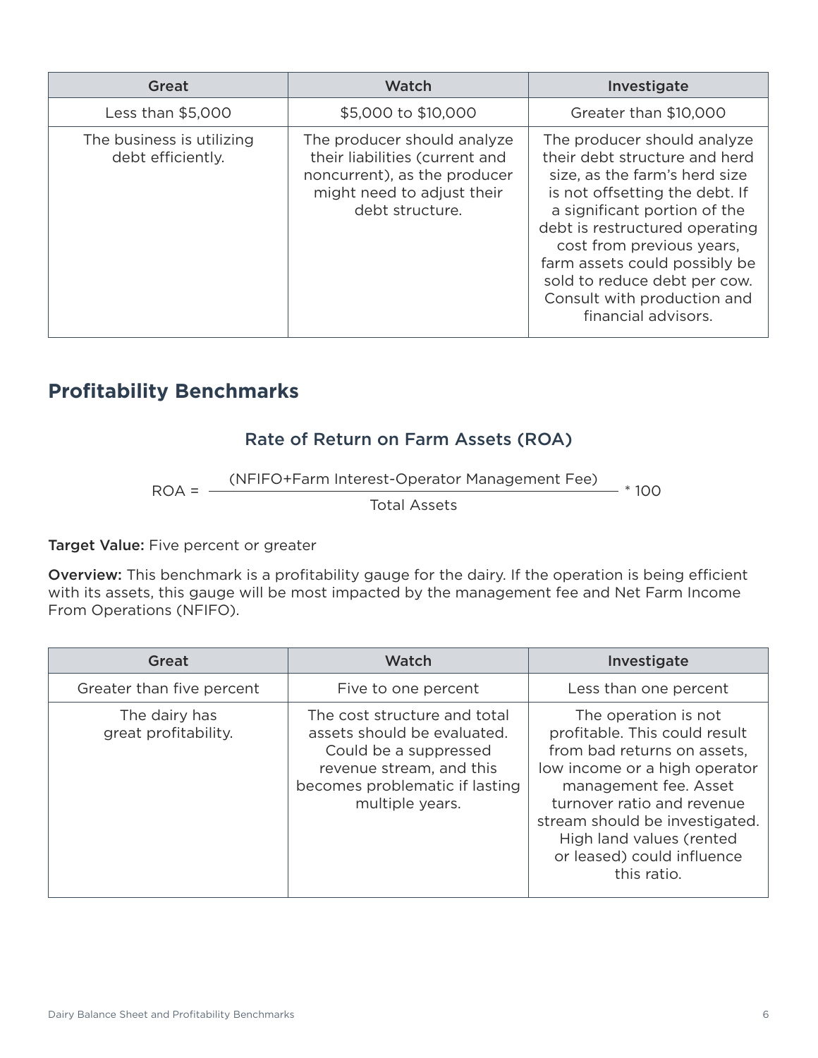| Great | Watch | Investigate |
| --- | --- | --- |
| Less than $5,000 | $5,000 to $10,000 | Greater than $10,000 |
| The business is utilizing debt efficiently. | The producer should analyze their liabilities (current and noncurrent), as the producer might need to adjust their debt structure. | The producer should analyze their debt structure and herd size, as the farm's herd size is not offsetting the debt. If a significant portion of the debt is restructured operating cost from previous years, farm assets could possibly be sold to reduce debt per cow. Consult with production and financial advisors. |

## Profitability Benchmarks

### Rate of Return on Farm Assets (ROA)

$$\text{ROA} = \frac{(\text{NFIFO}+\text{Farm Interest}-\text{Operator Management Fee})}{\text{Total Assets}} * 100$$

**Target Value:** Five percent or greater

**Overview:** This benchmark is a profitability gauge for the dairy. If the operation is being efficient with its assets, this gauge will be most impacted by the management fee and Net Farm Income From Operations (NFIFO).

| Great | Watch | Investigate |
| --- | --- | --- |
| Greater than five percent | Five to one percent | Less than one percent |
| The dairy has great profitability. | The cost structure and total assets should be evaluated. Could be a suppressed revenue stream, and this becomes problematic if lasting multiple years. | The operation is not profitable. This could result from bad returns on assets, low income or a high operator management fee. Asset turnover ratio and revenue stream should be investigated. High land values (rented or leased) could influence this ratio. |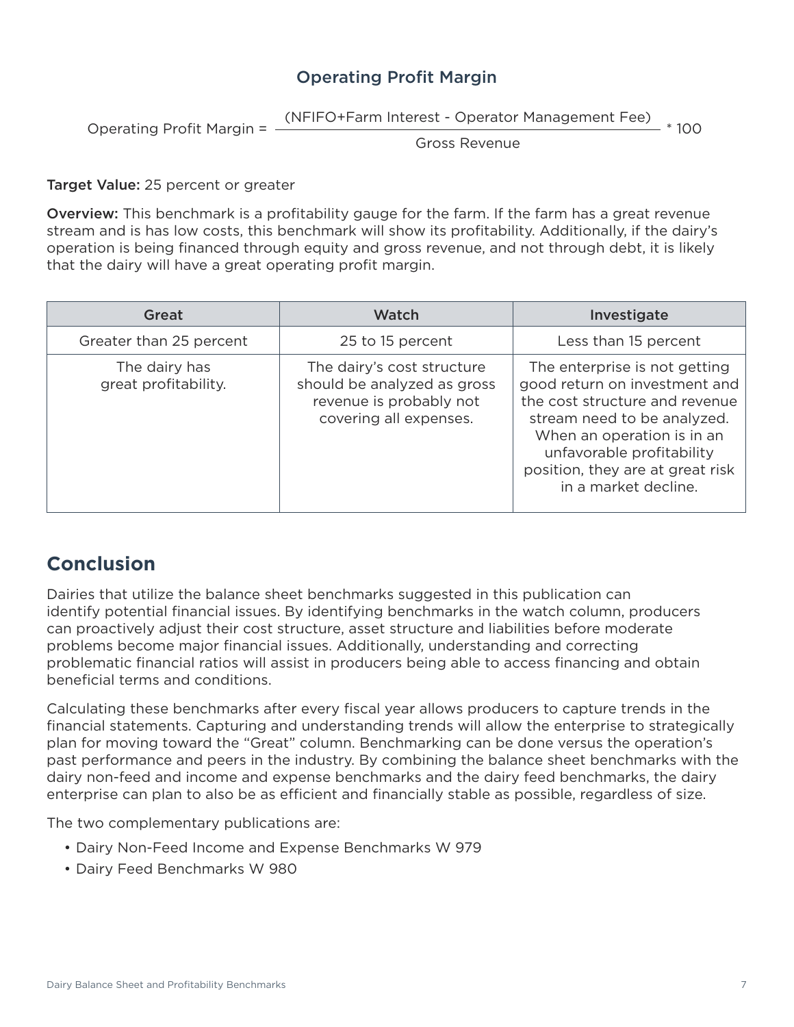### Operating Profit Margin

$$\text{Operating Profit Margin} = \frac{(\text{NFIFO+Farm Interest - Operator Management Fee})}{\text{Gross Revenue}} * 100$$

**Target Value:** 25 percent or greater

**Overview:** This benchmark is a profitability gauge for the farm. If the farm has a great revenue stream and is has low costs, this benchmark will show its profitability. Additionally, if the dairy's operation is being financed through equity and gross revenue, and not through debt, it is likely that the dairy will have a great operating profit margin.

| Great | Watch | Investigate |
|---|---|---|
| Greater than 25 percent | 25 to 15 percent | Less than 15 percent |
| The dairy has great profitability. | The dairy's cost structure should be analyzed as gross revenue is probably not covering all expenses. | The enterprise is not getting good return on investment and the cost structure and revenue stream need to be analyzed. When an operation is in an unfavorable profitability position, they are at great risk in a market decline. |

## Conclusion

Dairies that utilize the balance sheet benchmarks suggested in this publication can identify potential financial issues. By identifying benchmarks in the watch column, producers can proactively adjust their cost structure, asset structure and liabilities before moderate problems become major financial issues. Additionally, understanding and correcting problematic financial ratios will assist in producers being able to access financing and obtain beneficial terms and conditions.

Calculating these benchmarks after every fiscal year allows producers to capture trends in the financial statements. Capturing and understanding trends will allow the enterprise to strategically plan for moving toward the "Great" column. Benchmarking can be done versus the operation's past performance and peers in the industry. By combining the balance sheet benchmarks with the dairy non-feed and income and expense benchmarks and the dairy feed benchmarks, the dairy enterprise can plan to also be as efficient and financially stable as possible, regardless of size.

The two complementary publications are:

- Dairy Non-Feed Income and Expense Benchmarks W 979
- Dairy Feed Benchmarks W 980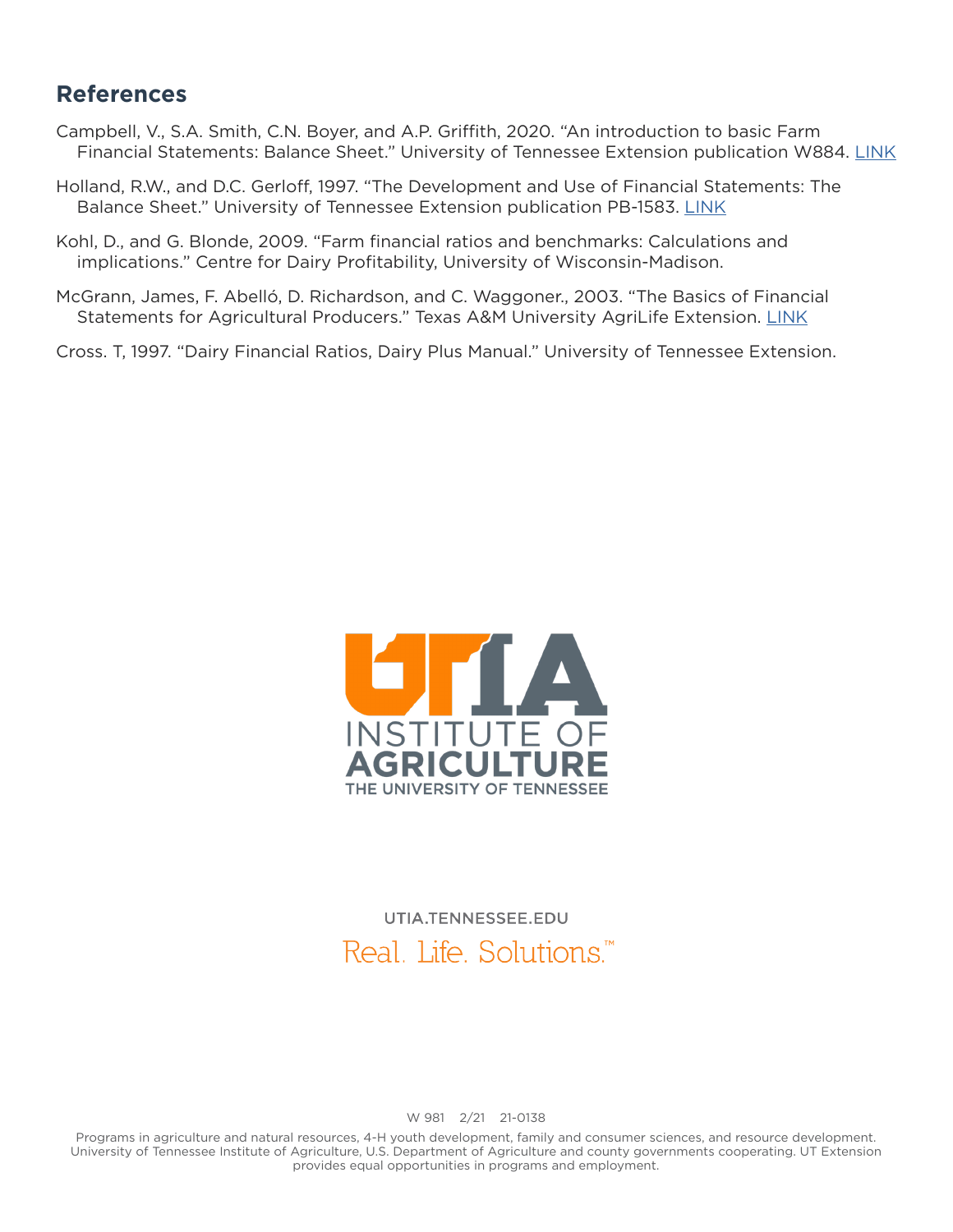## References

Campbell, V., S.A. Smith, C.N. Boyer, and A.P. Griffith, 2020. "An introduction to basic Farm Financial Statements: Balance Sheet." University of Tennessee Extension publication W884. LINK

Holland, R.W., and D.C. Gerloff, 1997. "The Development and Use of Financial Statements: The Balance Sheet." University of Tennessee Extension publication PB-1583. LINK

Kohl, D., and G. Blonde, 2009. "Farm financial ratios and benchmarks: Calculations and implications." Centre for Dairy Profitability, University of Wisconsin-Madison.

McGrann, James, F. Abelló, D. Richardson, and C. Waggoner., 2003. "The Basics of Financial Statements for Agricultural Producers." Texas A&M University AgriLife Extension. LINK

Cross. T, 1997. "Dairy Financial Ratios, Dairy Plus Manual." University of Tennessee Extension.

UTIA
INSTITUTE OF
AGRICULTURE
THE UNIVERSITY OF TENNESSEE

UTIA.TENNESSEE.EDU

Real. Life. Solutions.™

W 981 2/21 21-0138

Programs in agriculture and natural resources, 4-H youth development, family and consumer sciences, and resource development. University of Tennessee Institute of Agriculture, U.S. Department of Agriculture and county governments cooperating. UT Extension provides equal opportunities in programs and employment.